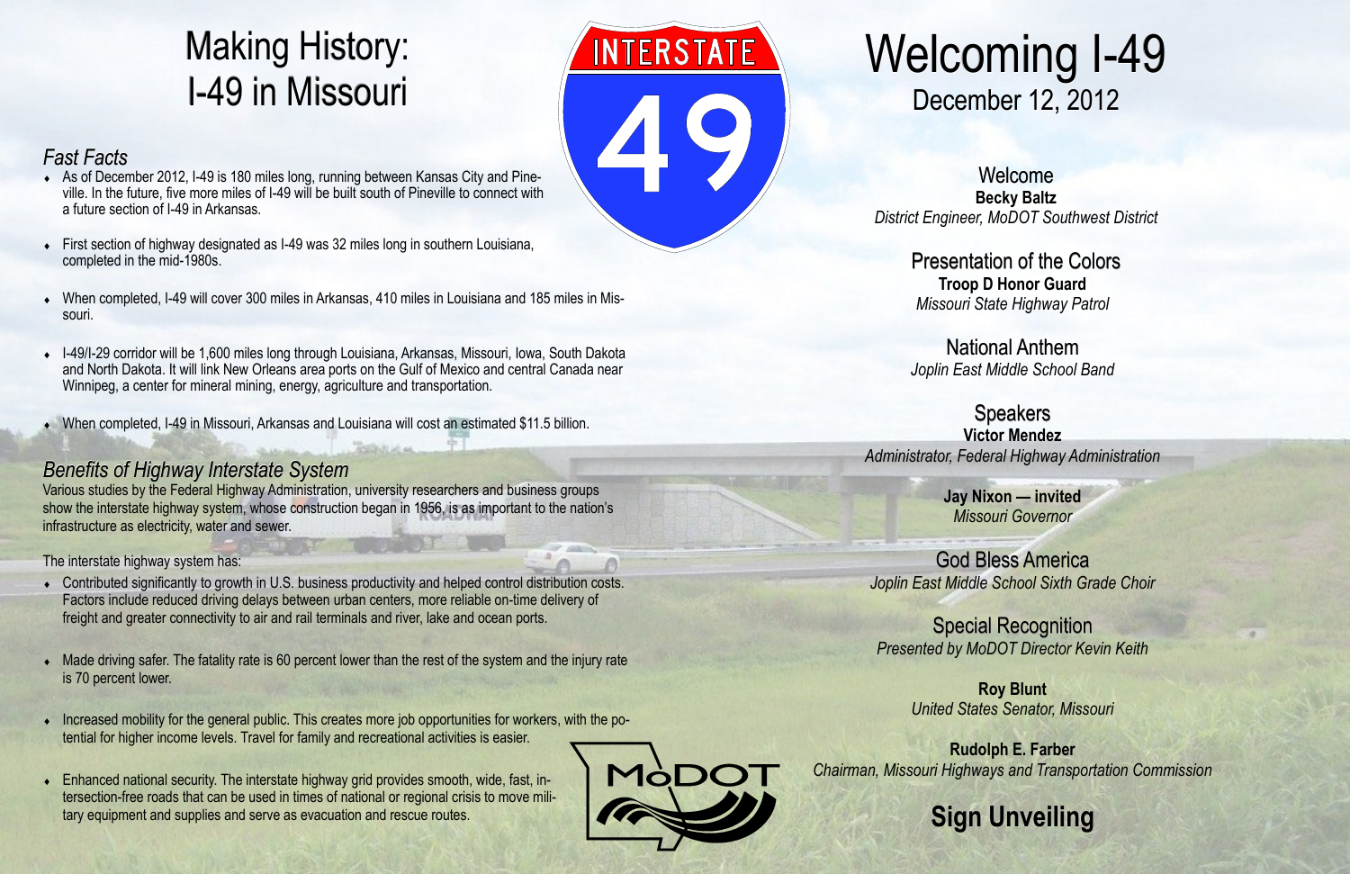# Making History: I-49 in Missouri

### *Fast Facts*

- As of December 2012, I-49 is 180 miles long, running between Kansas City and Pineville. In the future, five more miles of I-49 will be built south of Pineville to connect with a future section of I-49 in Arkansas.
- First section of highway designated as I-49 was 32 miles long in southern Louisiana, completed in the mid-1980s.
- When completed, I-49 will cover 300 miles in Arkansas, 410 miles in Louisiana and 185 miles in Missouri.
- I-49/I-29 corridor will be 1,600 miles long through Louisiana, Arkansas, Missouri, Iowa, South Dakota and North Dakota. It will link New Orleans area ports on the Gulf of Mexico and central Canada near Winnipeg, a center for mineral mining, energy, agriculture and transportation.
- When completed, I-49 in Missouri, Arkansas and Louisiana will cost an estimated $11.5 billion.

### *Benefits of Highway Interstate System*

Various studies by the Federal Highway Administration, university researchers and business groups show the interstate highway system, whose construction began in 1956, is as important to the nation's infrastructure as electricity, water and sewer.

The interstate highway system has:

- Contributed significantly to growth in U.S. business productivity and helped control distribution costs. Factors include reduced driving delays between urban centers, more reliable on-time delivery of freight and greater connectivity to air and rail terminals and river, lake and ocean ports.
- Made driving safer. The fatality rate is 60 percent lower than the rest of the system and the injury rate is 70 percent lower.
- Increased mobility for the general public. This creates more job opportunities for workers, with the potential for higher income levels. Travel for family and recreational activities is easier.
- Enhanced national security. The interstate highway grid provides smooth, wide, fast, intersection-free roads that can be used in times of national or regional crisis to move military equipment and supplies and serve as evacuation and rescue routes.

INTERSTATE 49

MoDOT

# Welcoming I-49

## December 12, 2012

### Welcome

**Becky Baltz**
*District Engineer, MoDOT Southwest District*

### Presentation of the Colors

**Troop D Honor Guard**
*Missouri State Highway Patrol*

### National Anthem

*Joplin East Middle School Band*

### Speakers

**Victor Mendez**
*Administrator, Federal Highway Administration*

**Jay Nixon — invited**
*Missouri Governor*

### God Bless America

*Joplin East Middle School Sixth Grade Choir*

### Special Recognition

*Presented by MoDOT Director Kevin Keith*

**Roy Blunt**
*United States Senator, Missouri*

**Rudolph E. Farber**
*Chairman, Missouri Highways and Transportation Commission*

## **Sign Unveiling**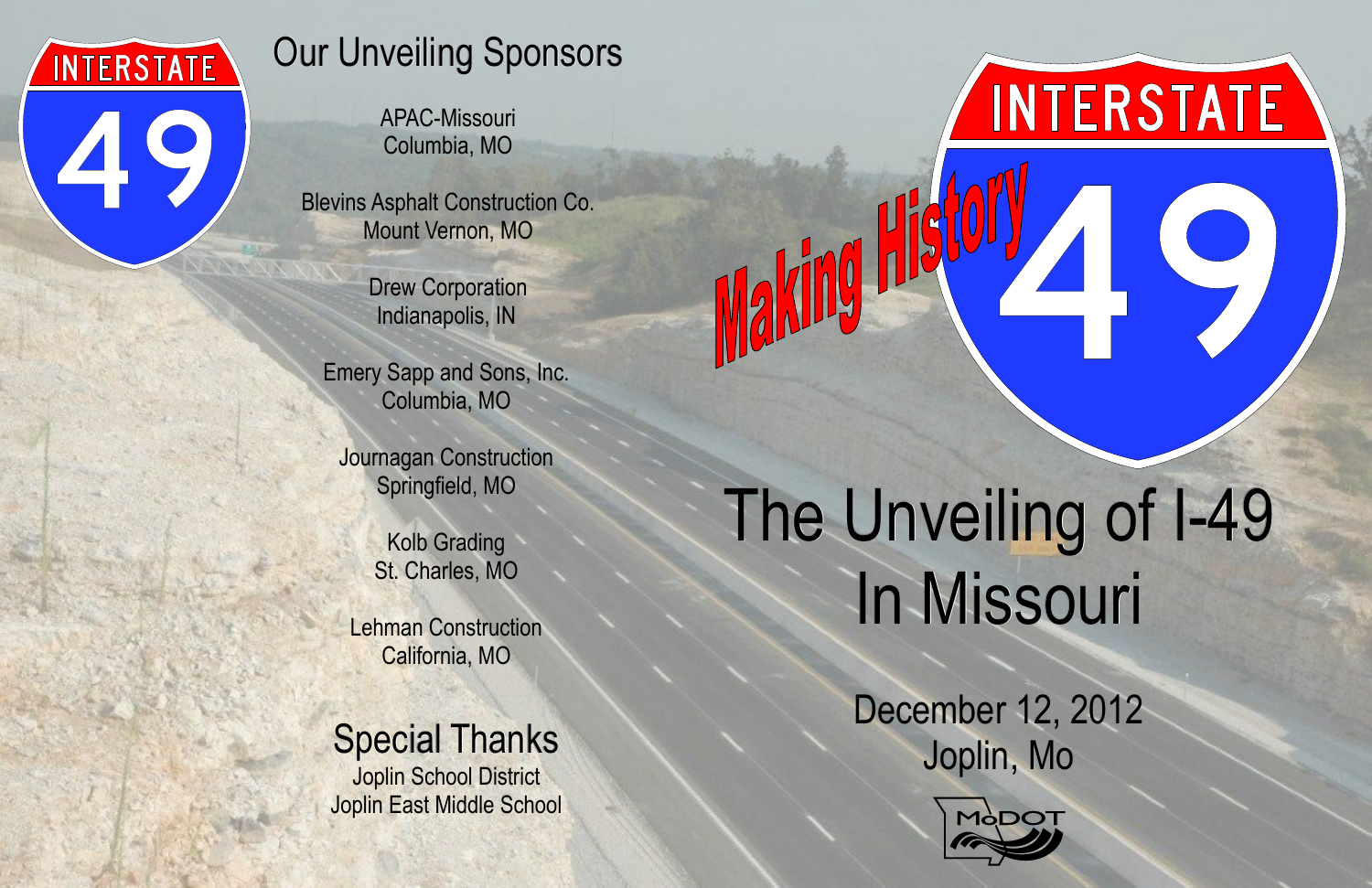INTERSTATE 49

## Our Unveiling Sponsors

APAC-Missouri
Columbia, MO

Blevins Asphalt Construction Co.
Mount Vernon, MO

Drew Corporation
Indianapolis, IN

Emery Sapp and Sons, Inc.
Columbia, MO

Journagan Construction
Springfield, MO

Kolb Grading
St. Charles, MO

Lehman Construction
California, MO

## Special Thanks

Joplin School District
Joplin East Middle School

*Making History*

INTERSTATE 49

# The Unveiling of I-49 In Missouri

December 12, 2012
Joplin, Mo

MoDOT